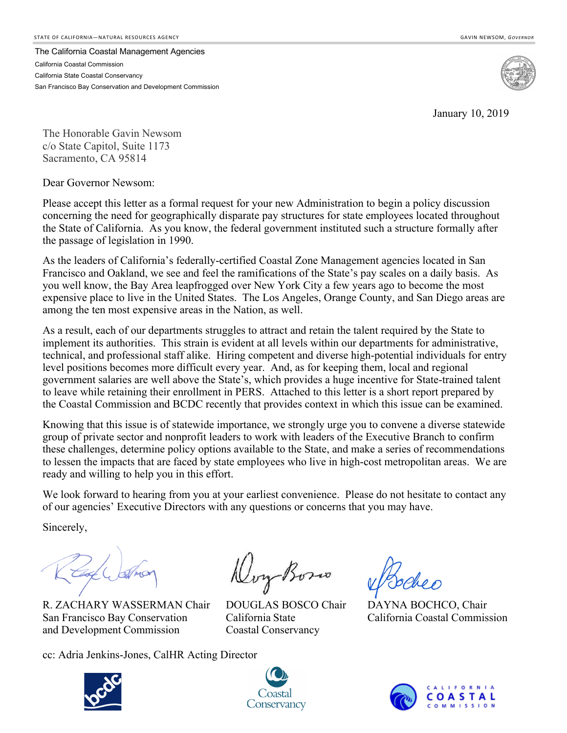STATE OF CALIFORNIA—NATURAL RESOURCES AGENCY GAVIN NEWSOM, *GOVERNOR*

The California Coastal Management Agencies
California Coastal Commission
California State Coastal Conservancy
San Francisco Bay Conservation and Development Commission

January 10, 2019

The Honorable Gavin Newsom
c/o State Capitol, Suite 1173
Sacramento, CA 95814

Dear Governor Newsom:

Please accept this letter as a formal request for your new Administration to begin a policy discussion concerning the need for geographically disparate pay structures for state employees located throughout the State of California. As you know, the federal government instituted such a structure formally after the passage of legislation in 1990.

As the leaders of California's federally-certified Coastal Zone Management agencies located in San Francisco and Oakland, we see and feel the ramifications of the State's pay scales on a daily basis. As you well know, the Bay Area leapfrogged over New York City a few years ago to become the most expensive place to live in the United States. The Los Angeles, Orange County, and San Diego areas are among the ten most expensive areas in the Nation, as well.

As a result, each of our departments struggles to attract and retain the talent required by the State to implement its authorities. This strain is evident at all levels within our departments for administrative, technical, and professional staff alike. Hiring competent and diverse high-potential individuals for entry level positions becomes more difficult every year. And, as for keeping them, local and regional government salaries are well above the State's, which provides a huge incentive for State-trained talent to leave while retaining their enrollment in PERS. Attached to this letter is a short report prepared by the Coastal Commission and BCDC recently that provides context in which this issue can be examined.

Knowing that this issue is of statewide importance, we strongly urge you to convene a diverse statewide group of private sector and nonprofit leaders to work with leaders of the Executive Branch to confirm these challenges, determine policy options available to the State, and make a series of recommendations to lessen the impacts that are faced by state employees who live in high-cost metropolitan areas. We are ready and willing to help you in this effort.

We look forward to hearing from you at your earliest convenience. Please do not hesitate to contact any of our agencies' Executive Directors with any questions or concerns that you may have.

Sincerely,

R. ZACHARY WASSERMAN Chair
San Francisco Bay Conservation and Development Commission

DOUGLAS BOSCO Chair
California State Coastal Conservancy

DAYNA BOCHCO, Chair
California Coastal Commission

cc: Adria Jenkins-Jones, CalHR Acting Director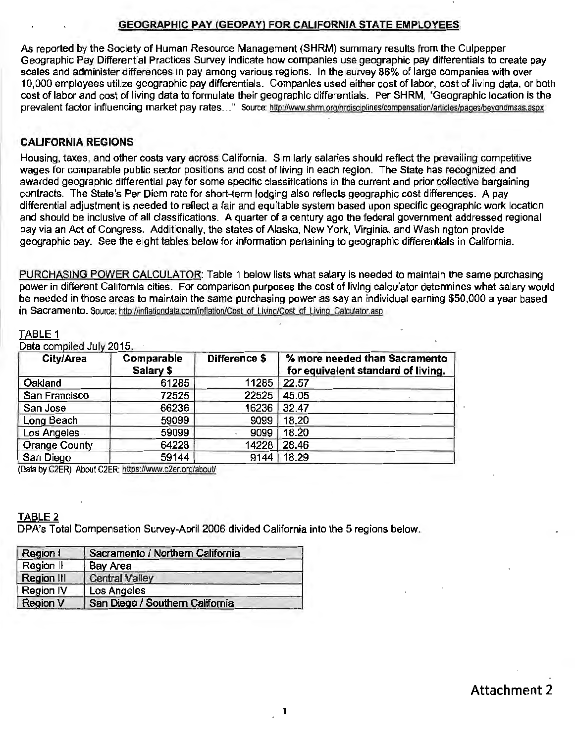## GEOGRAPHIC PAY (GEOPAY) FOR CALIFORNIA STATE EMPLOYEES

As reported by the Society of Human Resource Management (SHRM) summary results from the Culpepper Geographic Pay Differential Practices Survey indicate how companies use geographic pay differentials to create pay scales and administer differences in pay among various regions. In the survey 86% of large companies with over 10,000 employees utilize geographic pay differentials. Companies used either cost of labor, cost of living data, or both cost of labor and cost of living data to formulate their geographic differentials. Per SHRM, "Geographic location is the prevalent factor influencing market pay rates..." Source: http://www.shrm.org/hrdisciplines/compensation/articles/pages/beyondmsas.aspx

### CALIFORNIA REGIONS

Housing, taxes, and other costs vary across California. Similarly salaries should reflect the prevailing competitive wages for comparable public sector positions and cost of living in each region. The State has recognized and awarded geographic differential pay for some specific classifications in the current and prior collective bargaining contracts. The State's Per Diem rate for short-term lodging also reflects geographic cost differences. A pay differential adjustment is needed to reflect a fair and equitable system based upon specific geographic work location and should be inclusive of all classifications. A quarter of a century ago the federal government addressed regional pay via an Act of Congress. Additionally, the states of Alaska, New York, Virginia, and Washington provide geographic pay. See the eight tables below for information pertaining to geographic differentials in California.

PURCHASING POWER CALCULATOR: Table 1 below lists what salary is needed to maintain the same purchasing power in different California cities. For comparison purposes the cost of living calculator determines what salary would be needed in those areas to maintain the same purchasing power as say an individual earning $50,000 a year based in Sacramento. Source: http://inflationdata.com/inflation/Cost_of_Living/Cost_of_Living_Calculator.asp

TABLE 1

Data compiled July 2015.

| City/Area | Comparable Salary $ | Difference $ | % more needed than Sacramento for equivalent standard of living. |
|---|---|---|---|
| Oakland | 61285 | 11285 | 22.57 |
| San Francisco | 72525 | 22525 | 45.05 |
| San Jose | 66236 | 16236 | 32.47 |
| Long Beach | 59099 | 9099 | 18.20 |
| Los Angeles | 59099 | 9099 | 18.20 |
| Orange County | 64228 | 14228 | 28.46 |
| San Diego | 59144 | 9144 | 18.29 |

(Data by C2ER) About C2ER: https://www.c2er.org/about/

TABLE 2

DPA's Total Compensation Survey-April 2006 divided California into the 5 regions below.

| Region I | Sacramento / Northern California |
|---|---|
| Region II | Bay Area |
| Region III | Central Valley |
| Region IV | Los Angeles |
| Region V | San Diego / Southern California |

Attachment 2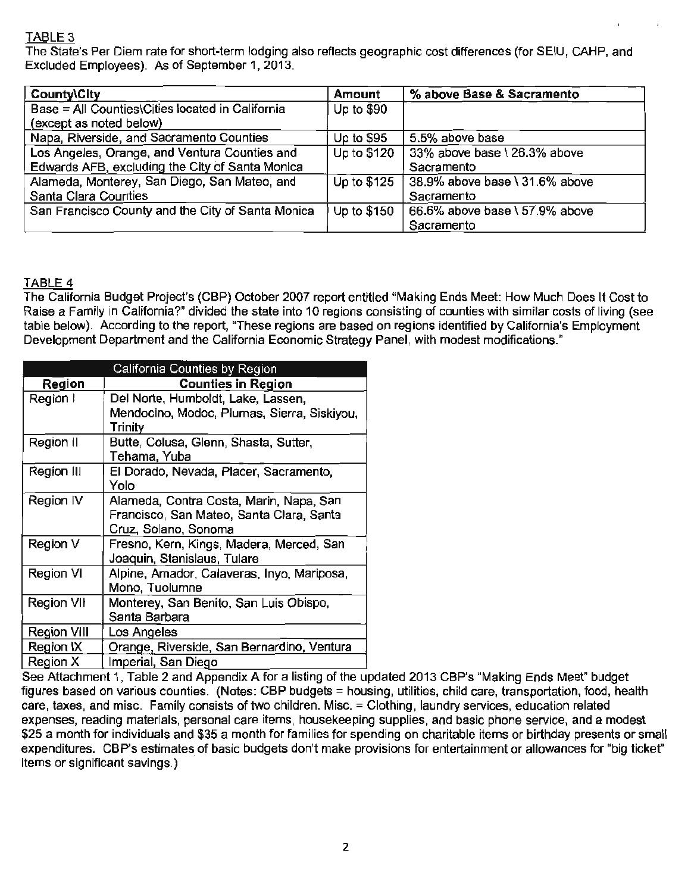TABLE 3

The State's Per Diem rate for short-term lodging also reflects geographic cost differences (for SEIU, CAHP, and Excluded Employees). As of September 1, 2013.

| County\City | Amount | % above Base & Sacramento |
|---|---|---|
| Base = All Counties\Cities located in California (except as noted below) | Up to $90 | |
| Napa, Riverside, and Sacramento Counties | Up to $95 | 5.5% above base |
| Los Angeles, Orange, and Ventura Counties and Edwards AFB, excluding the City of Santa Monica | Up to $120 | 33% above base \ 26.3% above Sacramento |
| Alameda, Monterey, San Diego, San Mateo, and Santa Clara Counties | Up to $125 | 38.9% above base \ 31.6% above Sacramento |
| San Francisco County and the City of Santa Monica | Up to $150 | 66.6% above base \ 57.9% above Sacramento |

TABLE 4

The California Budget Project's (CBP) October 2007 report entitled "Making Ends Meet: How Much Does It Cost to Raise a Family in California?" divided the state into 10 regions consisting of counties with similar costs of living (see table below). According to the report, "These regions are based on regions identified by California's Employment Development Department and the California Economic Strategy Panel, with modest modifications."

| California Counties by Region | |
|---|---|
| **Region** | **Counties in Region** |
| Region I | Del Norte, Humboldt, Lake, Lassen, Mendocino, Modoc, Plumas, Sierra, Siskiyou, Trinity |
| Region II | Butte, Colusa, Glenn, Shasta, Sutter, Tehama, Yuba |
| Region III | El Dorado, Nevada, Placer, Sacramento, Yolo |
| Region IV | Alameda, Contra Costa, Marin, Napa, San Francisco, San Mateo, Santa Clara, Santa Cruz, Solano, Sonoma |
| Region V | Fresno, Kern, Kings, Madera, Merced, San Joaquin, Stanislaus, Tulare |
| Region VI | Alpine, Amador, Calaveras, Inyo, Mariposa, Mono, Tuolumne |
| Region VII | Monterey, San Benito, San Luis Obispo, Santa Barbara |
| Region VIII | Los Angeles |
| Region IX | Orange, Riverside, San Bernardino, Ventura |
| Region X | Imperial, San Diego |

See Attachment 1, Table 2 and Appendix A for a listing of the updated 2013 CBP's "Making Ends Meet" budget figures based on various counties. (Notes: CBP budgets = housing, utilities, child care, transportation, food, health care, taxes, and misc. Family consists of two children. Misc. = Clothing, laundry services, education related expenses, reading materials, personal care items, housekeeping supplies, and basic phone service, and a modest $25 a month for individuals and $35 a month for families for spending on charitable items or birthday presents or small expenditures. CBP's estimates of basic budgets don't make provisions for entertainment or allowances for "big ticket" items or significant savings.)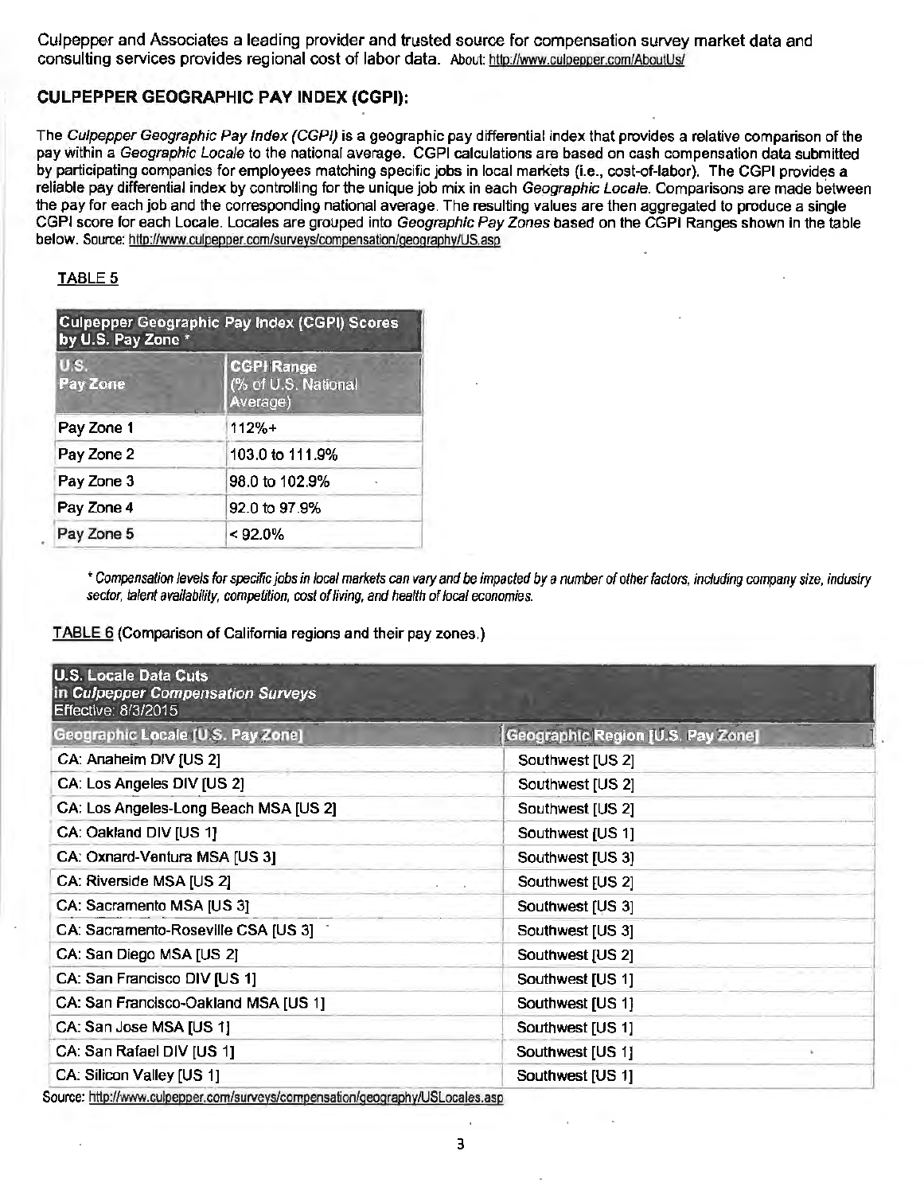Culpepper and Associates a leading provider and trusted source for compensation survey market data and consulting services provides regional cost of labor data. About: http://www.culpepper.com/AboutUs/

## CULPEPPER GEOGRAPHIC PAY INDEX (CGPI):

The *Culpepper Geographic Pay Index (CGPI)* is a geographic pay differential index that provides a relative comparison of the pay within a *Geographic Locale* to the national average. CGPI calculations are based on cash compensation data submitted by participating companies for employees matching specific jobs in local markets (i.e., cost-of-labor). The CGPI provides a reliable pay differential index by controlling for the unique job mix in each *Geographic Locale*. Comparisons are made between the pay for each job and the corresponding national average. The resulting values are then aggregated to produce a single CGPI score for each Locale. Locales are grouped into *Geographic Pay Zones* based on the CGPI Ranges shown in the table below. Source: http://www.culpepper.com/surveys/compensation/geography/US.asp

TABLE 5

| Culpepper Geographic Pay Index (CGPI) Scores by U.S. Pay Zone * | |
|---|---|
| **U.S. Pay Zone** | **CGPI Range (% of U.S. National Average)** |
| Pay Zone 1 | 112%+ |
| Pay Zone 2 | 103.0 to 111.9% |
| Pay Zone 3 | 98.0 to 102.9% |
| Pay Zone 4 | 92.0 to 97.9% |
| Pay Zone 5 | < 92.0% |

*\* Compensation levels for specific jobs in local markets can vary and be impacted by a number of other factors, including company size, industry sector, talent availability, competition, cost of living, and health of local economies.*

TABLE 6 (Comparison of California regions and their pay zones.)

| U.S. Locale Data Cuts in *Culpepper Compensation Surveys* Effective: 8/3/2015 | |
|---|---|
| **Geographic Locale [U.S. Pay Zone]** | **Geographic Region [U.S. Pay Zone]** |
| CA: Anaheim DIV [US 2] | Southwest [US 2] |
| CA: Los Angeles DIV [US 2] | Southwest [US 2] |
| CA: Los Angeles-Long Beach MSA [US 2] | Southwest [US 2] |
| CA: Oakland DIV [US 1] | Southwest [US 1] |
| CA: Oxnard-Ventura MSA [US 3] | Southwest [US 3] |
| CA: Riverside MSA [US 2] | Southwest [US 2] |
| CA: Sacramento MSA [US 3] | Southwest [US 3] |
| CA: Sacramento-Roseville CSA [US 3] | Southwest [US 3] |
| CA: San Diego MSA [US 2] | Southwest [US 2] |
| CA: San Francisco DIV [US 1] | Southwest [US 1] |
| CA: San Francisco-Oakland MSA [US 1] | Southwest [US 1] |
| CA: San Jose MSA [US 1] | Southwest [US 1] |
| CA: San Rafael DIV [US 1] | Southwest [US 1] |
| CA: Silicon Valley [US 1] | Southwest [US 1] |

Source: http://www.culpepper.com/surveys/compensation/geography/USLocales.asp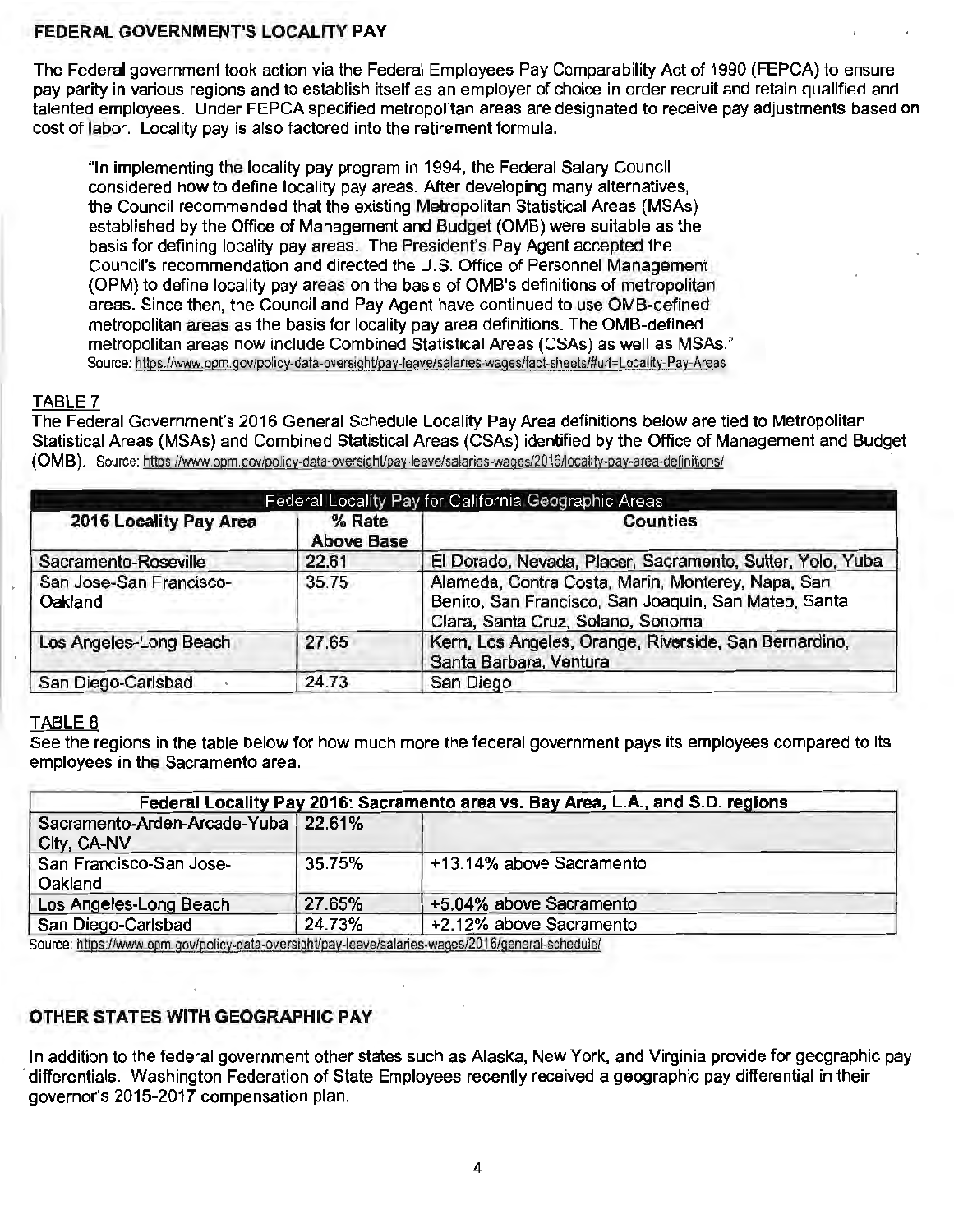## FEDERAL GOVERNMENT'S LOCALITY PAY

The Federal government took action via the Federal Employees Pay Comparability Act of 1990 (FEPCA) to ensure pay parity in various regions and to establish itself as an employer of choice in order recruit and retain qualified and talented employees. Under FEPCA specified metropolitan areas are designated to receive pay adjustments based on cost of labor. Locality pay is also factored into the retirement formula.

> "In implementing the locality pay program in 1994, the Federal Salary Council considered how to define locality pay areas. After developing many alternatives, the Council recommended that the existing Metropolitan Statistical Areas (MSAs) established by the Office of Management and Budget (OMB) were suitable as the basis for defining locality pay areas. The President's Pay Agent accepted the Council's recommendation and directed the U.S. Office of Personnel Management (OPM) to define locality pay areas on the basis of OMB's definitions of metropolitan areas. Since then, the Council and Pay Agent have continued to use OMB-defined metropolitan areas as the basis for locality pay area definitions. The OMB-defined metropolitan areas now include Combined Statistical Areas (CSAs) as well as MSAs."
> Source: https://www.opm.gov/policy-data-oversight/pay-leave/salaries-wages/fact-sheets/#url=Locality-Pay-Areas

### TABLE 7

The Federal Government's 2016 General Schedule Locality Pay Area definitions below are tied to Metropolitan Statistical Areas (MSAs) and Combined Statistical Areas (CSAs) identified by the Office of Management and Budget (OMB). Source: https://www.opm.gov/policy-data-oversight/pay-leave/salaries-wages/2016/locality-pay-area-definitions/

| Federal Locality Pay for California Geographic Areas | | |
|---|---|---|
| **2016 Locality Pay Area** | **% Rate Above Base** | **Counties** |
| Sacramento-Roseville | 22.61 | El Dorado, Nevada, Placer, Sacramento, Sutter, Yolo, Yuba |
| San Jose-San Francisco-Oakland | 35.75 | Alameda, Contra Costa, Marin, Monterey, Napa, San Benito, San Francisco, San Joaquin, San Mateo, Santa Clara, Santa Cruz, Solano, Sonoma |
| Los Angeles-Long Beach | 27.65 | Kern, Los Angeles, Orange, Riverside, San Bernardino, Santa Barbara, Ventura |
| San Diego-Carlsbad | 24.73 | San Diego |

### TABLE 8

See the regions in the table below for how much more the federal government pays its employees compared to its employees in the Sacramento area.

| Federal Locality Pay 2016: Sacramento area vs. Bay Area, L.A., and S.D. regions | | |
|---|---|---|
| Sacramento-Arden-Arcade-Yuba City, CA-NV | 22.61% | |
| San Francisco-San Jose-Oakland | 35.75% | +13.14% above Sacramento |
| Los Angeles-Long Beach | 27.65% | +5.04% above Sacramento |
| San Diego-Carlsbad | 24.73% | +2.12% above Sacramento |

Source: https://www.opm.gov/policy-data-oversight/pay-leave/salaries-wages/2016/general-schedule/

## OTHER STATES WITH GEOGRAPHIC PAY

In addition to the federal government other states such as Alaska, New York, and Virginia provide for geographic pay differentials. Washington Federation of State Employees recently received a geographic pay differential in their governor's 2015-2017 compensation plan.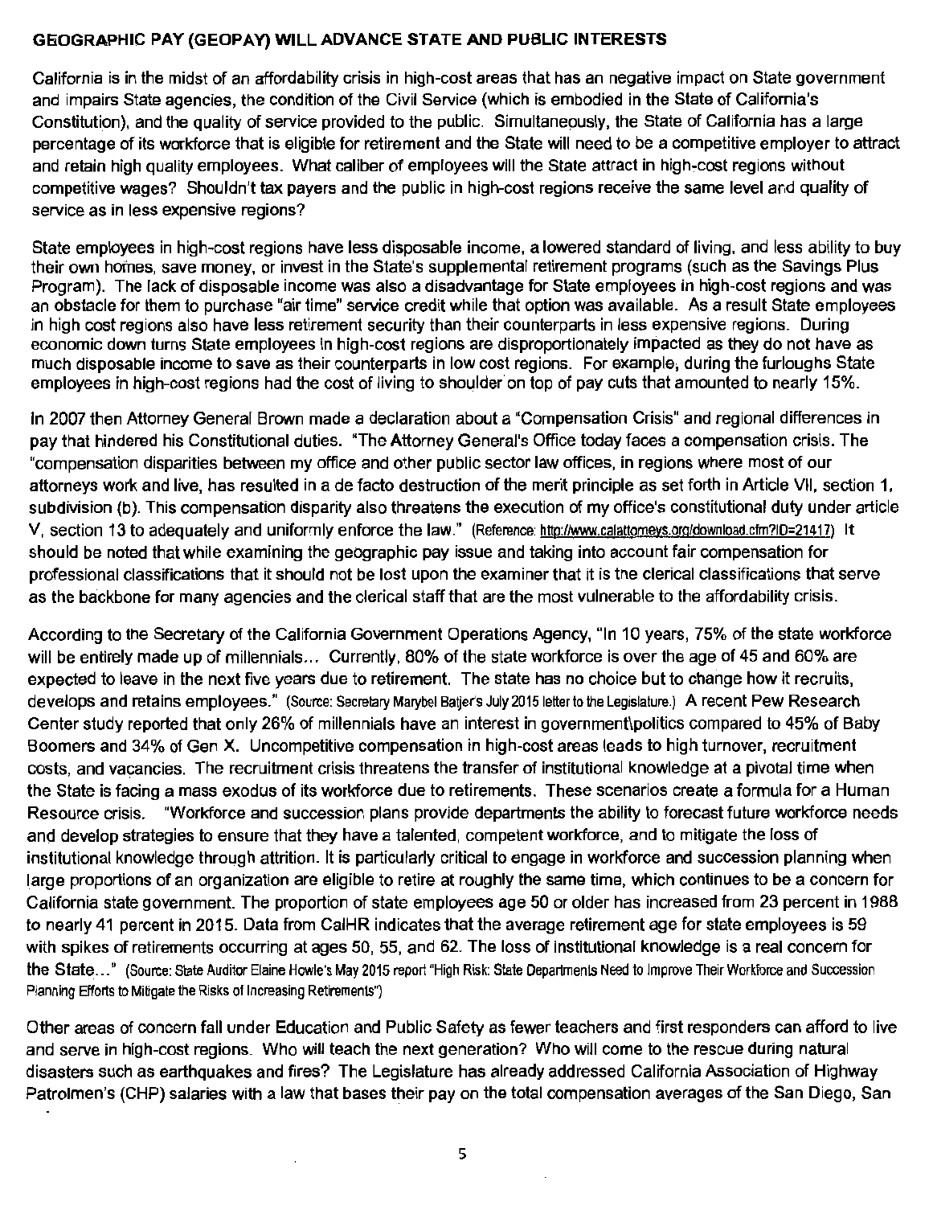## GEOGRAPHIC PAY (GEOPAY) WILL ADVANCE STATE AND PUBLIC INTERESTS

California is in the midst of an affordability crisis in high-cost areas that has an negative impact on State government and impairs State agencies, the condition of the Civil Service (which is embodied in the State of California's Constitution), and the quality of service provided to the public. Simultaneously, the State of California has a large percentage of its workforce that is eligible for retirement and the State will need to be a competitive employer to attract and retain high quality employees. What caliber of employees will the State attract in high-cost regions without competitive wages? Shouldn't tax payers and the public in high-cost regions receive the same level and quality of service as in less expensive regions?

State employees in high-cost regions have less disposable income, a lowered standard of living, and less ability to buy their own homes, save money, or invest in the State's supplemental retirement programs (such as the Savings Plus Program). The lack of disposable income was also a disadvantage for State employees in high-cost regions and was an obstacle for them to purchase "air time" service credit while that option was available. As a result State employees in high cost regions also have less retirement security than their counterparts in less expensive regions. During economic down turns State employees in high-cost regions are disproportionately impacted as they do not have as much disposable income to save as their counterparts in low cost regions. For example, during the furloughs State employees in high-cost regions had the cost of living to shoulder on top of pay cuts that amounted to nearly 15%.

In 2007 then Attorney General Brown made a declaration about a "Compensation Crisis" and regional differences in pay that hindered his Constitutional duties. "The Attorney General's Office today faces a compensation crisis. The "compensation disparities between my office and other public sector law offices, in regions where most of our attorneys work and live, has resulted in a de facto destruction of the merit principle as set forth in Article VII, section 1, subdivision (b). This compensation disparity also threatens the execution of my office's constitutional duty under article V, section 13 to adequately and uniformly enforce the law." (Reference: http://www.calattorneys.org/download.cfm?ID=21417) It should be noted that while examining the geographic pay issue and taking into account fair compensation for professional classifications that it should not be lost upon the examiner that it is the clerical classifications that serve as the backbone for many agencies and the clerical staff that are the most vulnerable to the affordability crisis.

According to the Secretary of the California Government Operations Agency, "In 10 years, 75% of the state workforce will be entirely made up of millennials... Currently, 80% of the state workforce is over the age of 45 and 60% are expected to leave in the next five years due to retirement. The state has no choice but to change how it recruits, develops and retains employees." (Source: Secretary Marybel Batjer's July 2015 letter to the Legislature.) A recent Pew Research Center study reported that only 26% of millennials have an interest in government\politics compared to 45% of Baby Boomers and 34% of Gen X. Uncompetitive compensation in high-cost areas leads to high turnover, recruitment costs, and vacancies. The recruitment crisis threatens the transfer of institutional knowledge at a pivotal time when the State is facing a mass exodus of its workforce due to retirements. These scenarios create a formula for a Human Resource crisis. "Workforce and succession plans provide departments the ability to forecast future workforce needs and develop strategies to ensure that they have a talented, competent workforce, and to mitigate the loss of institutional knowledge through attrition. It is particularly critical to engage in workforce and succession planning when large proportions of an organization are eligible to retire at roughly the same time, which continues to be a concern for California state government. The proportion of state employees age 50 or older has increased from 23 percent in 1988 to nearly 41 percent in 2015. Data from CalHR indicates that the average retirement age for state employees is 59 with spikes of retirements occurring at ages 50, 55, and 62. The loss of institutional knowledge is a real concern for the State..." (Source: State Auditor Elaine Howle's May 2015 report "High Risk: State Departments Need to Improve Their Workforce and Succession Planning Efforts to Mitigate the Risks of Increasing Retirements")

Other areas of concern fall under Education and Public Safety as fewer teachers and first responders can afford to live and serve in high-cost regions. Who will teach the next generation? Who will come to the rescue during natural disasters such as earthquakes and fires? The Legislature has already addressed California Association of Highway Patrolmen's (CHP) salaries with a law that bases their pay on the total compensation averages of the San Diego, San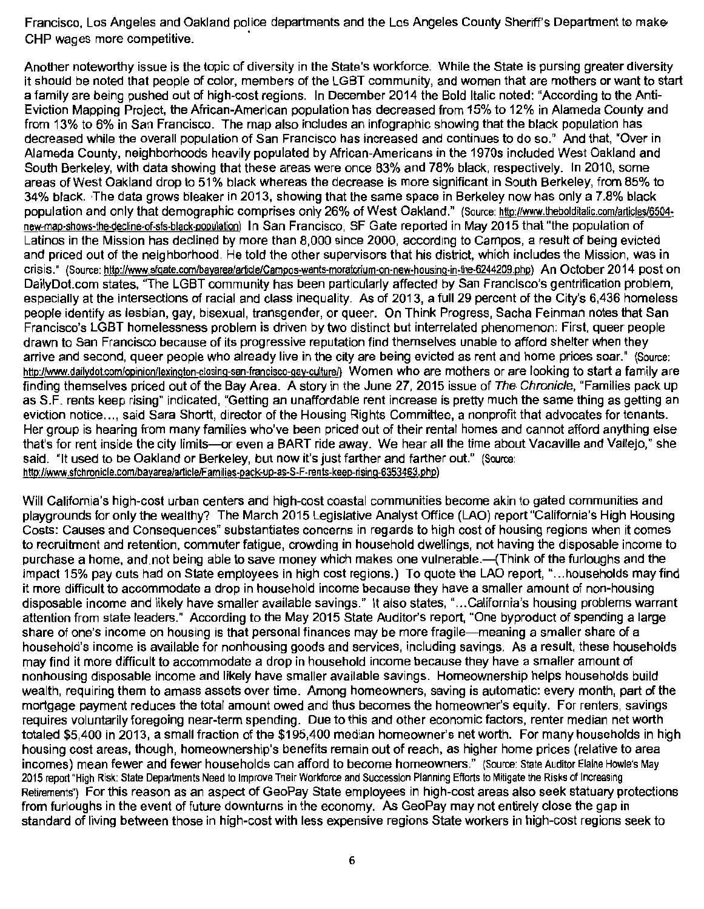Francisco, Los Angeles and Oakland police departments and the Los Angeles County Sheriff's Department to make CHP wages more competitive.

Another noteworthy issue is the topic of diversity in the State's workforce. While the State is pursing greater diversity it should be noted that people of color, members of the LGBT community, and women that are mothers or want to start a family are being pushed out of high-cost regions. In December 2014 the Bold Italic noted: "According to the Anti-Eviction Mapping Project, the African-American population has decreased from 15% to 12% in Alameda County and from 13% to 6% in San Francisco. The map also includes an infographic showing that the black population has decreased while the overall population of San Francisco has increased and continues to do so." And that, "Over in Alameda County, neighborhoods heavily populated by African-Americans in the 1970s included West Oakland and South Berkeley, with data showing that these areas were once 83% and 78% black, respectively. In 2010, some areas of West Oakland drop to 51% black whereas the decrease is more significant in South Berkeley, from 85% to 34% black. The data grows bleaker in 2013, showing that the same space in Berkeley now has only a 7.8% black population and only that demographic comprises only 26% of West Oakland." (Source: http://www.thebolditalic.com/articles/6504-new-map-shows-the-decline-of-sfs-black-population) In San Francisco, SF Gate reported in May 2015 that "the population of Latinos in the Mission has declined by more than 8,000 since 2000, according to Campos, a result of being evicted and priced out of the neighborhood. He told the other supervisors that his district, which includes the Mission, was in crisis." (Source: http://www.sfgate.com/bayarea/article/Campos-wants-moratorium-on-new-housing-in-the-6244209.php) An October 2014 post on DailyDot.com states, "The LGBT community has been particularly affected by San Francisco's gentrification problem, especially at the intersections of racial and class inequality. As of 2013, a full 29 percent of the City's 6,436 homeless people identify as lesbian, gay, bisexual, transgender, or queer. On Think Progress, Sacha Feinman notes that San Francisco's LGBT homelessness problem is driven by two distinct but interrelated phenomenon: First, queer people drawn to San Francisco because of its progressive reputation find themselves unable to afford shelter when they arrive and second, queer people who already live in the city are being evicted as rent and home prices soar." (Source: http://www.dailydot.com/opinion/lexington-closing-san-francisco-gay-culture/) Women who are mothers or are looking to start a family are finding themselves priced out of the Bay Area. A story in the June 27, 2015 issue of *The Chronicle*, "Families pack up as S.F. rents keep rising" indicated, "Getting an unaffordable rent increase is pretty much the same thing as getting an eviction notice..., said Sara Shortt, director of the Housing Rights Committee, a nonprofit that advocates for tenants. Her group is hearing from many families who've been priced out of their rental homes and cannot afford anything else that's for rent inside the city limits—or even a BART ride away. We hear all the time about Vacaville and Vallejo," she said. "It used to be Oakland or Berkeley, but now it's just farther and farther out." (Source: http://www.sfchronicle.com/bayarea/article/Families-pack-up-as-S-F-rents-keep-rising-6353463.php)

Will California's high-cost urban centers and high-cost coastal communities become akin to gated communities and playgrounds for only the wealthy? The March 2015 Legislative Analyst Office (LAO) report "California's High Housing Costs: Causes and Consequences" substantiates concerns in regards to high cost of housing regions when it comes to recruitment and retention, commuter fatigue, crowding in household dwellings, not having the disposable income to purchase a home, and not being able to save money which makes one vulnerable.—(Think of the furloughs and the impact 15% pay cuts had on State employees in high cost regions.) To quote the LAO report, "...households may find it more difficult to accommodate a drop in household income because they have a smaller amount of non-housing disposable income and likely have smaller available savings." It also states, "...California's housing problems warrant attention from state leaders." According to the May 2015 State Auditor's report, "One byproduct of spending a large share of one's income on housing is that personal finances may be more fragile—meaning a smaller share of a household's income is available for nonhousing goods and services, including savings. As a result, these households may find it more difficult to accommodate a drop in household income because they have a smaller amount of nonhousing disposable income and likely have smaller available savings. Homeownership helps households build wealth, requiring them to amass assets over time. Among homeowners, saving is automatic: every month, part of the mortgage payment reduces the total amount owed and thus becomes the homeowner's equity. For renters, savings requires voluntarily foregoing near-term spending. Due to this and other economic factors, renter median net worth totaled $5,400 in 2013, a small fraction of the $195,400 median homeowner's net worth. For many households in high housing cost areas, though, homeownership's benefits remain out of reach, as higher home prices (relative to area incomes) mean fewer and fewer households can afford to become homeowners." (Source: State Auditor Elaine Howle's May 2015 report "High Risk: State Departments Need to Improve Their Workforce and Succession Planning Efforts to Mitigate the Risks of Increasing Retirements") For this reason as an aspect of GeoPay State employees in high-cost areas also seek statuary protections from furloughs in the event of future downturns in the economy. As GeoPay may not entirely close the gap in standard of living between those in high-cost with less expensive regions State workers in high-cost regions seek to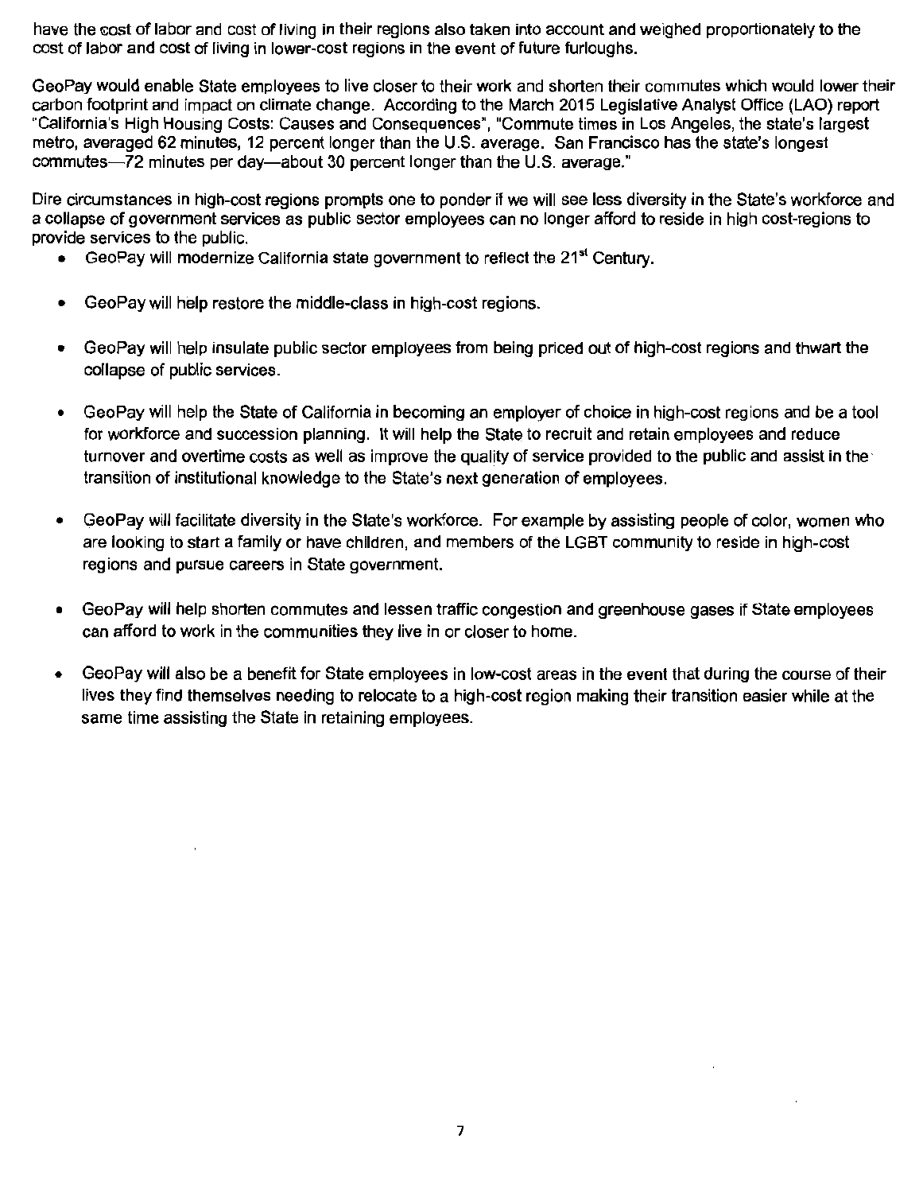have the cost of labor and cost of living in their regions also taken into account and weighed proportionately to the cost of labor and cost of living in lower-cost regions in the event of future furloughs.

GeoPay would enable State employees to live closer to their work and shorten their commutes which would lower their carbon footprint and impact on climate change. According to the March 2015 Legislative Analyst Office (LAO) report "California's High Housing Costs: Causes and Consequences", "Commute times in Los Angeles, the state's largest metro, averaged 62 minutes, 12 percent longer than the U.S. average. San Francisco has the state's longest commutes—72 minutes per day—about 30 percent longer than the U.S. average."

Dire circumstances in high-cost regions prompts one to ponder if we will see less diversity in the State's workforce and a collapse of government services as public sector employees can no longer afford to reside in high cost-regions to provide services to the public.

- GeoPay will modernize California state government to reflect the 21st Century.
- GeoPay will help restore the middle-class in high-cost regions.
- GeoPay will help insulate public sector employees from being priced out of high-cost regions and thwart the collapse of public services.
- GeoPay will help the State of California in becoming an employer of choice in high-cost regions and be a tool for workforce and succession planning. It will help the State to recruit and retain employees and reduce turnover and overtime costs as well as improve the quality of service provided to the public and assist in the transition of institutional knowledge to the State's next generation of employees.
- GeoPay will facilitate diversity in the State's workforce. For example by assisting people of color, women who are looking to start a family or have children, and members of the LGBT community to reside in high-cost regions and pursue careers in State government.
- GeoPay will help shorten commutes and lessen traffic congestion and greenhouse gases if State employees can afford to work in the communities they live in or closer to home.
- GeoPay will also be a benefit for State employees in low-cost areas in the event that during the course of their lives they find themselves needing to relocate to a high-cost region making their transition easier while at the same time assisting the State in retaining employees.